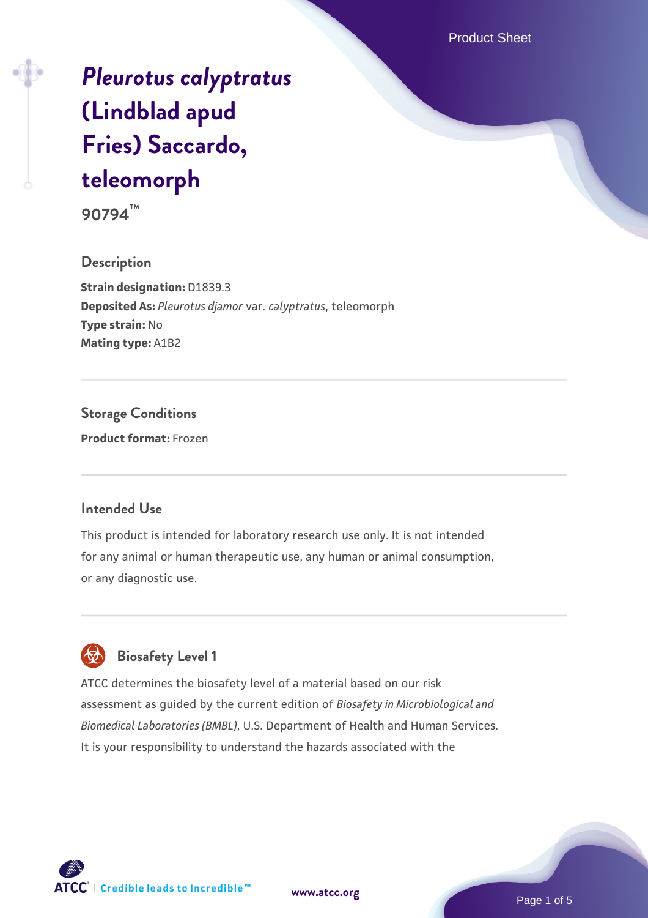# *Pleurotus calyptratus* (Lindblad apud Fries) Saccardo, teleomorph

**90794™**

## Description

**Strain designation:** D1839.3
**Deposited As:** *Pleurotus djamor* var. *calyptratus*, teleomorph
**Type strain:** No
**Mating type:** A1B2

## Storage Conditions

**Product format:** Frozen

## Intended Use

This product is intended for laboratory research use only. It is not intended for any animal or human therapeutic use, any human or animal consumption, or any diagnostic use.

## Biosafety Level 1

ATCC determines the biosafety level of a material based on our risk assessment as guided by the current edition of *Biosafety in Microbiological and Biomedical Laboratories (BMBL)*, U.S. Department of Health and Human Services. It is your responsibility to understand the hazards associated with the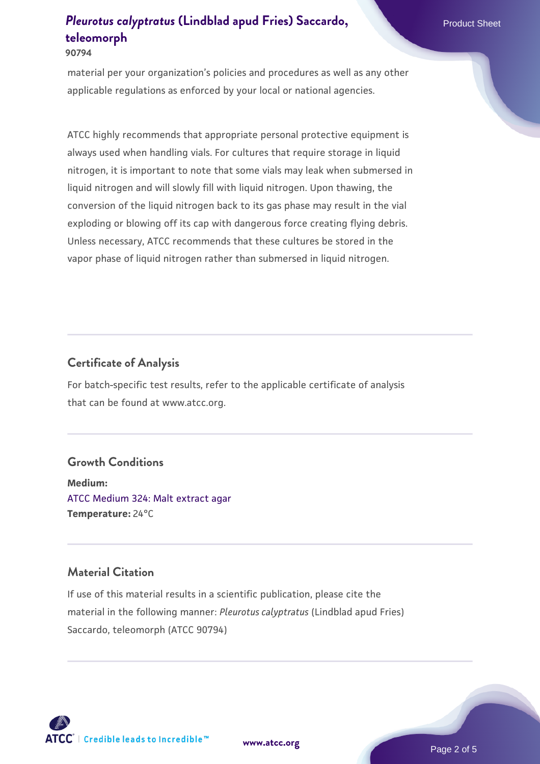material per your organization's policies and procedures as well as any other applicable regulations as enforced by your local or national agencies.

ATCC highly recommends that appropriate personal protective equipment is always used when handling vials. For cultures that require storage in liquid nitrogen, it is important to note that some vials may leak when submersed in liquid nitrogen and will slowly fill with liquid nitrogen. Upon thawing, the conversion of the liquid nitrogen back to its gas phase may result in the vial exploding or blowing off its cap with dangerous force creating flying debris. Unless necessary, ATCC recommends that these cultures be stored in the vapor phase of liquid nitrogen rather than submersed in liquid nitrogen.

## Certificate of Analysis

For batch-specific test results, refer to the applicable certificate of analysis that can be found at www.atcc.org.

## Growth Conditions

**Medium:**
ATCC Medium 324: Malt extract agar
**Temperature:** 24°C

## Material Citation

If use of this material results in a scientific publication, please cite the material in the following manner: *Pleurotus calyptratus* (Lindblad apud Fries) Saccardo, teleomorph (ATCC 90794)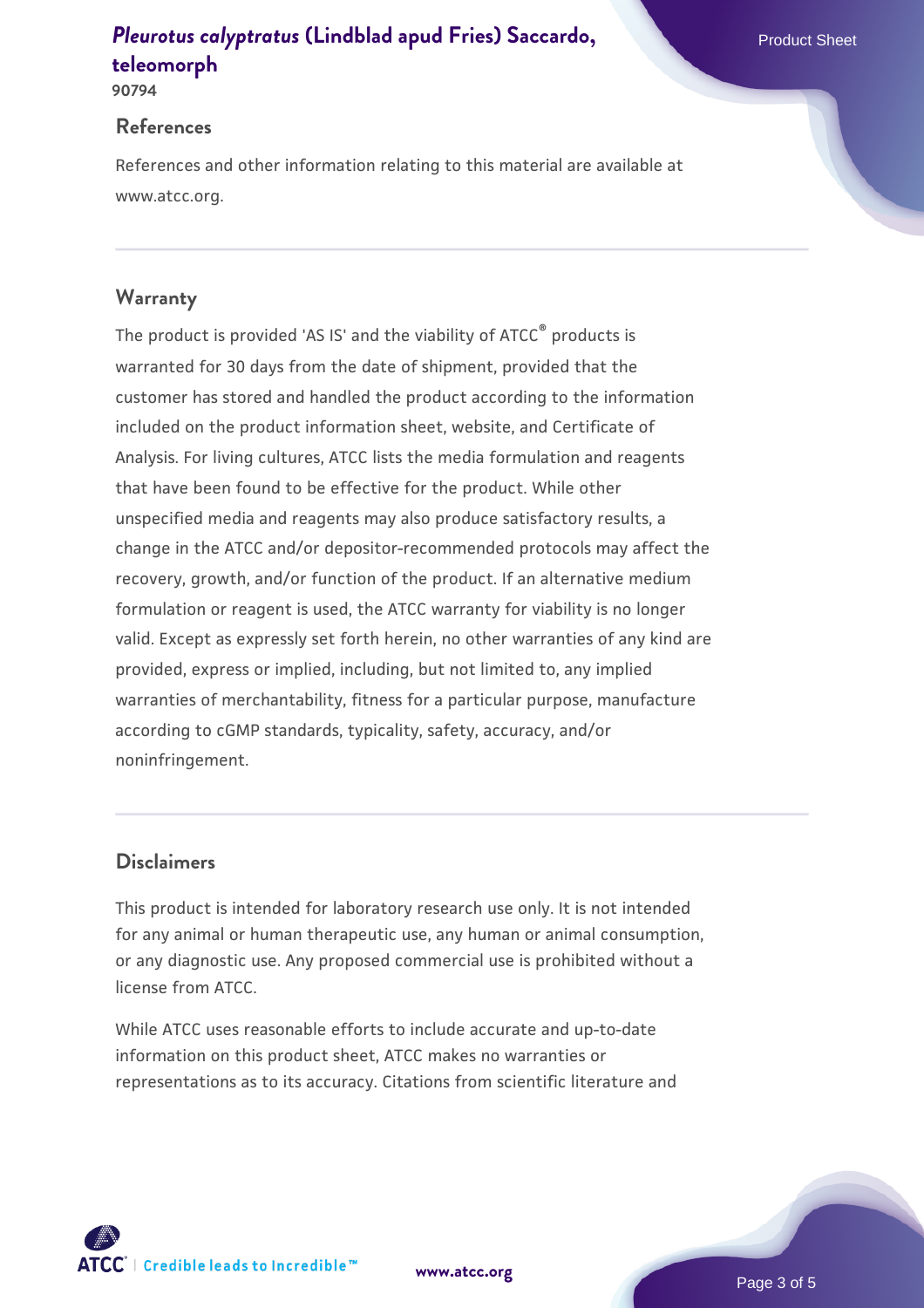## References

References and other information relating to this material are available at www.atcc.org.

## Warranty

The product is provided 'AS IS' and the viability of ATCC® products is warranted for 30 days from the date of shipment, provided that the customer has stored and handled the product according to the information included on the product information sheet, website, and Certificate of Analysis. For living cultures, ATCC lists the media formulation and reagents that have been found to be effective for the product. While other unspecified media and reagents may also produce satisfactory results, a change in the ATCC and/or depositor-recommended protocols may affect the recovery, growth, and/or function of the product. If an alternative medium formulation or reagent is used, the ATCC warranty for viability is no longer valid. Except as expressly set forth herein, no other warranties of any kind are provided, express or implied, including, but not limited to, any implied warranties of merchantability, fitness for a particular purpose, manufacture according to cGMP standards, typicality, safety, accuracy, and/or noninfringement.

## Disclaimers

This product is intended for laboratory research use only. It is not intended for any animal or human therapeutic use, any human or animal consumption, or any diagnostic use. Any proposed commercial use is prohibited without a license from ATCC.

While ATCC uses reasonable efforts to include accurate and up-to-date information on this product sheet, ATCC makes no warranties or representations as to its accuracy. Citations from scientific literature and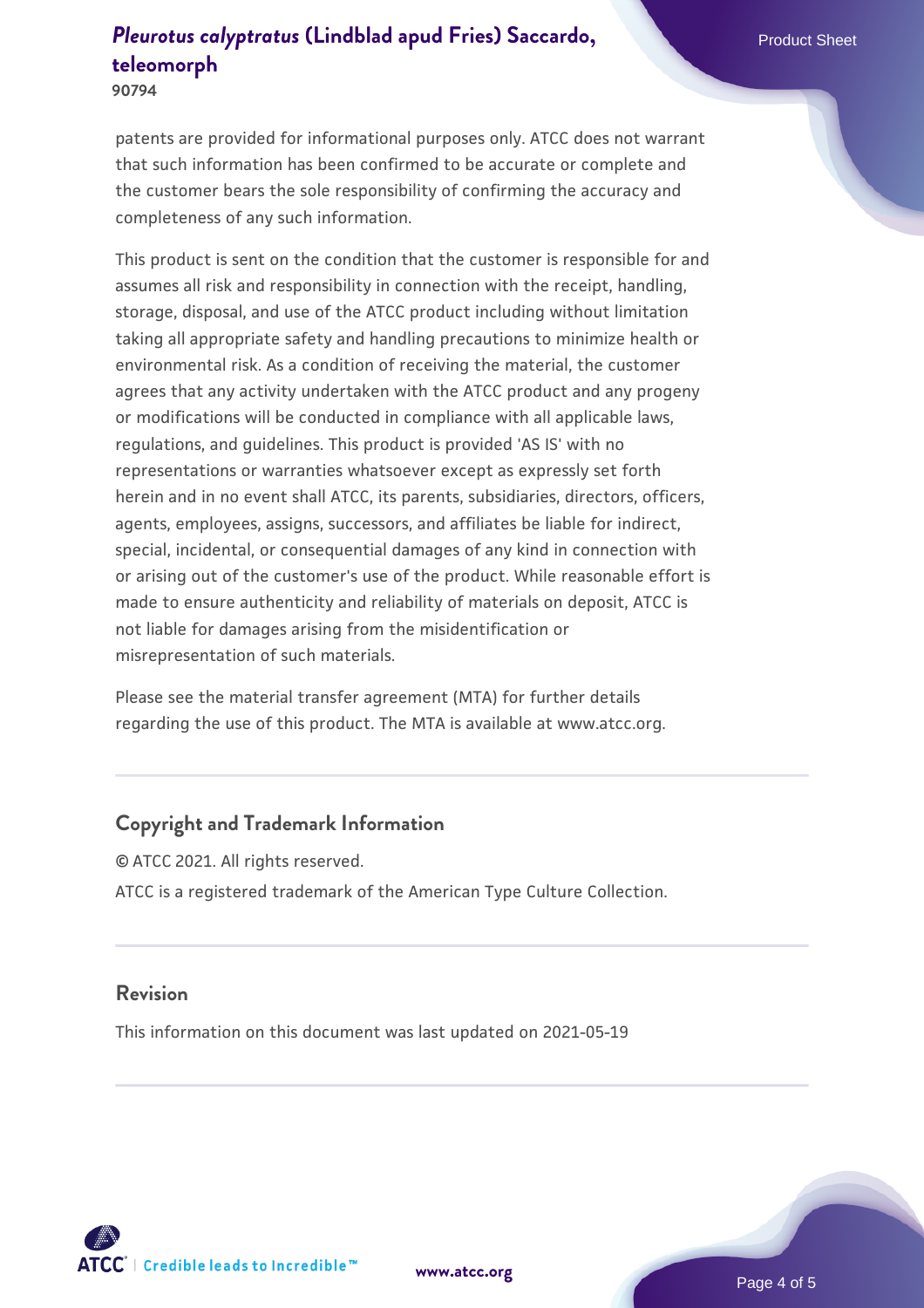patents are provided for informational purposes only. ATCC does not warrant that such information has been confirmed to be accurate or complete and the customer bears the sole responsibility of confirming the accuracy and completeness of any such information.

This product is sent on the condition that the customer is responsible for and assumes all risk and responsibility in connection with the receipt, handling, storage, disposal, and use of the ATCC product including without limitation taking all appropriate safety and handling precautions to minimize health or environmental risk. As a condition of receiving the material, the customer agrees that any activity undertaken with the ATCC product and any progeny or modifications will be conducted in compliance with all applicable laws, regulations, and guidelines. This product is provided 'AS IS' with no representations or warranties whatsoever except as expressly set forth herein and in no event shall ATCC, its parents, subsidiaries, directors, officers, agents, employees, assigns, successors, and affiliates be liable for indirect, special, incidental, or consequential damages of any kind in connection with or arising out of the customer's use of the product. While reasonable effort is made to ensure authenticity and reliability of materials on deposit, ATCC is not liable for damages arising from the misidentification or misrepresentation of such materials.

Please see the material transfer agreement (MTA) for further details regarding the use of this product. The MTA is available at www.atcc.org.

## Copyright and Trademark Information

© ATCC 2021. All rights reserved.

ATCC is a registered trademark of the American Type Culture Collection.

## Revision

This information on this document was last updated on 2021-05-19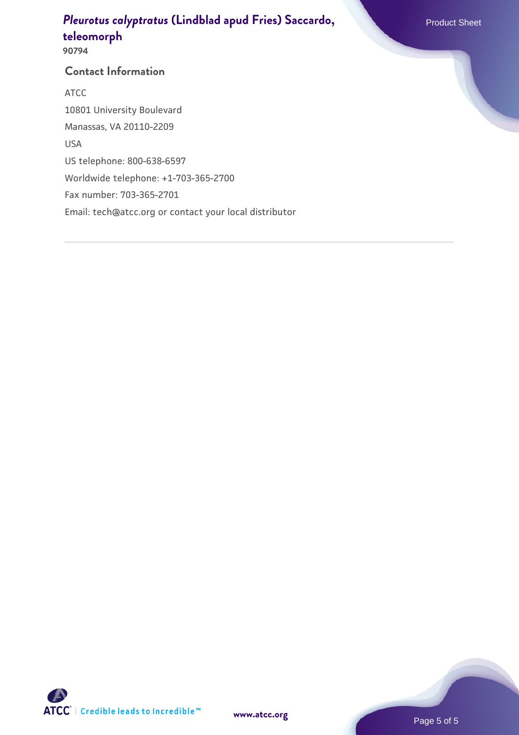## Contact Information

ATCC

10801 University Boulevard

Manassas, VA 20110-2209

USA

US telephone: 800-638-6597

Worldwide telephone: +1-703-365-2700

Fax number: 703-365-2701

Email: tech@atcc.org or contact your local distributor